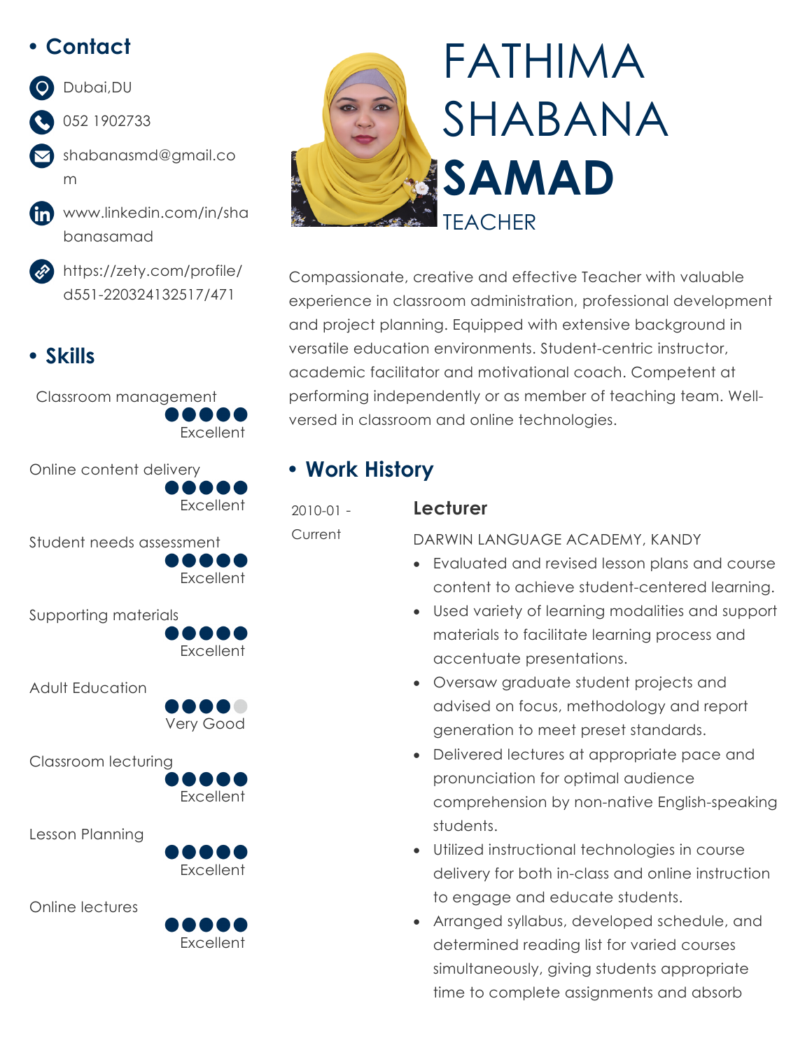# FATHIMA SHABANA **SAMAD**

TEACHER

## Contact

Dubai,DU

052 1902733

shabanasmd@gmail.com

www.linkedin.com/in/shabanasamad

https://zety.com/profile/d551-220324132517/471

## Skills

Classroom management
●●●●● Excellent

Online content delivery
●●●●● Excellent

Student needs assessment
●●●●● Excellent

Supporting materials
●●●●● Excellent

Adult Education
●●●●○ Very Good

Classroom lecturing
●●●●● Excellent

Lesson Planning
●●●●● Excellent

Online lectures
●●●●● Excellent

Compassionate, creative and effective Teacher with valuable experience in classroom administration, professional development and project planning. Equipped with extensive background in versatile education environments. Student-centric instructor, academic facilitator and motivational coach. Competent at performing independently or as member of teaching team. Well-versed in classroom and online technologies.

## Work History

2010-01 - Current

### Lecturer

DARWIN LANGUAGE ACADEMY, KANDY

- Evaluated and revised lesson plans and course content to achieve student-centered learning.
- Used variety of learning modalities and support materials to facilitate learning process and accentuate presentations.
- Oversaw graduate student projects and advised on focus, methodology and report generation to meet preset standards.
- Delivered lectures at appropriate pace and pronunciation for optimal audience comprehension by non-native English-speaking students.
- Utilized instructional technologies in course delivery for both in-class and online instruction to engage and educate students.
- Arranged syllabus, developed schedule, and determined reading list for varied courses simultaneously, giving students appropriate time to complete assignments and absorb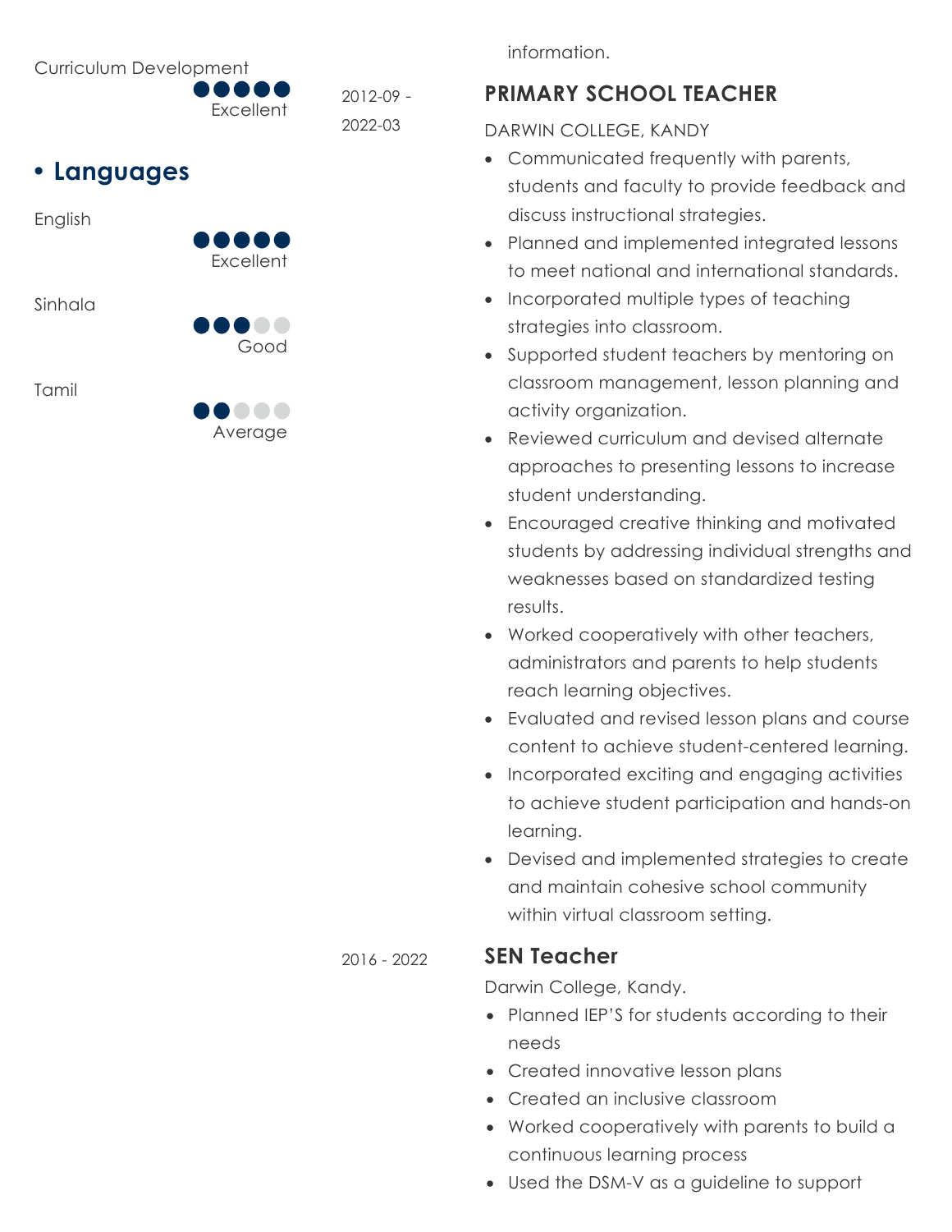Curriculum Development

●●●●● Excellent

## • Languages

English

●●●●● Excellent

Sinhala

●●●○○ Good

Tamil

●●○○○ Average

information.

2012-09 - 2022-03

### PRIMARY SCHOOL TEACHER

DARWIN COLLEGE, KANDY

- Communicated frequently with parents, students and faculty to provide feedback and discuss instructional strategies.
- Planned and implemented integrated lessons to meet national and international standards.
- Incorporated multiple types of teaching strategies into classroom.
- Supported student teachers by mentoring on classroom management, lesson planning and activity organization.
- Reviewed curriculum and devised alternate approaches to presenting lessons to increase student understanding.
- Encouraged creative thinking and motivated students by addressing individual strengths and weaknesses based on standardized testing results.
- Worked cooperatively with other teachers, administrators and parents to help students reach learning objectives.
- Evaluated and revised lesson plans and course content to achieve student-centered learning.
- Incorporated exciting and engaging activities to achieve student participation and hands-on learning.
- Devised and implemented strategies to create and maintain cohesive school community within virtual classroom setting.

2016 - 2022

### SEN Teacher

Darwin College, Kandy.

- Planned IEP'S for students according to their needs
- Created innovative lesson plans
- Created an inclusive classroom
- Worked cooperatively with parents to build a continuous learning process
- Used the DSM-V as a guideline to support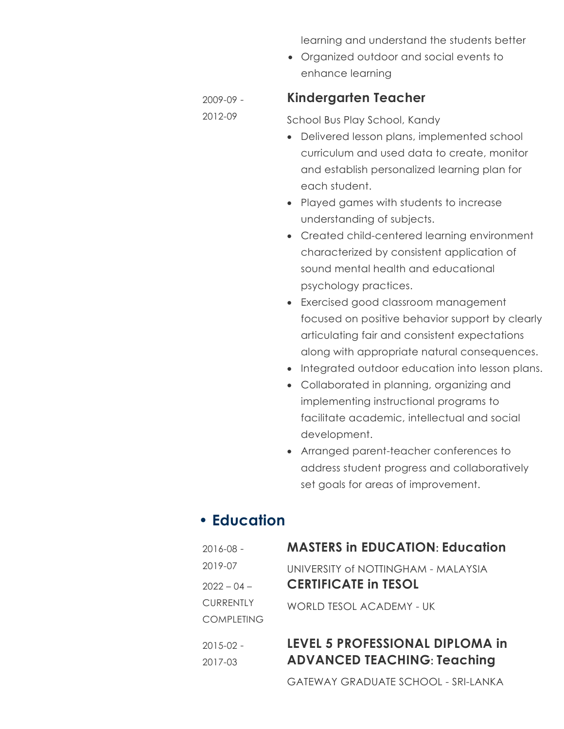learning and understand the students better
- Organized outdoor and social events to enhance learning

2009-09 - 2012-09

### Kindergarten Teacher

School Bus Play School, Kandy

- Delivered lesson plans, implemented school curriculum and used data to create, monitor and establish personalized learning plan for each student.
- Played games with students to increase understanding of subjects.
- Created child-centered learning environment characterized by consistent application of sound mental health and educational psychology practices.
- Exercised good classroom management focused on positive behavior support by clearly articulating fair and consistent expectations along with appropriate natural consequences.
- Integrated outdoor education into lesson plans.
- Collaborated in planning, organizing and implementing instructional programs to facilitate academic, intellectual and social development.
- Arranged parent-teacher conferences to address student progress and collaboratively set goals for areas of improvement.

## • Education

2016-08 - 2019-07

### MASTERS in EDUCATION: Education

UNIVERSITY of NOTTINGHAM - MALAYSIA

2022 – 04 – CURRENTLY COMPLETING

### CERTIFICATE in TESOL

WORLD TESOL ACADEMY - UK

2015-02 - 2017-03

### LEVEL 5 PROFESSIONAL DIPLOMA in ADVANCED TEACHING: Teaching

GATEWAY GRADUATE SCHOOL - SRI-LANKA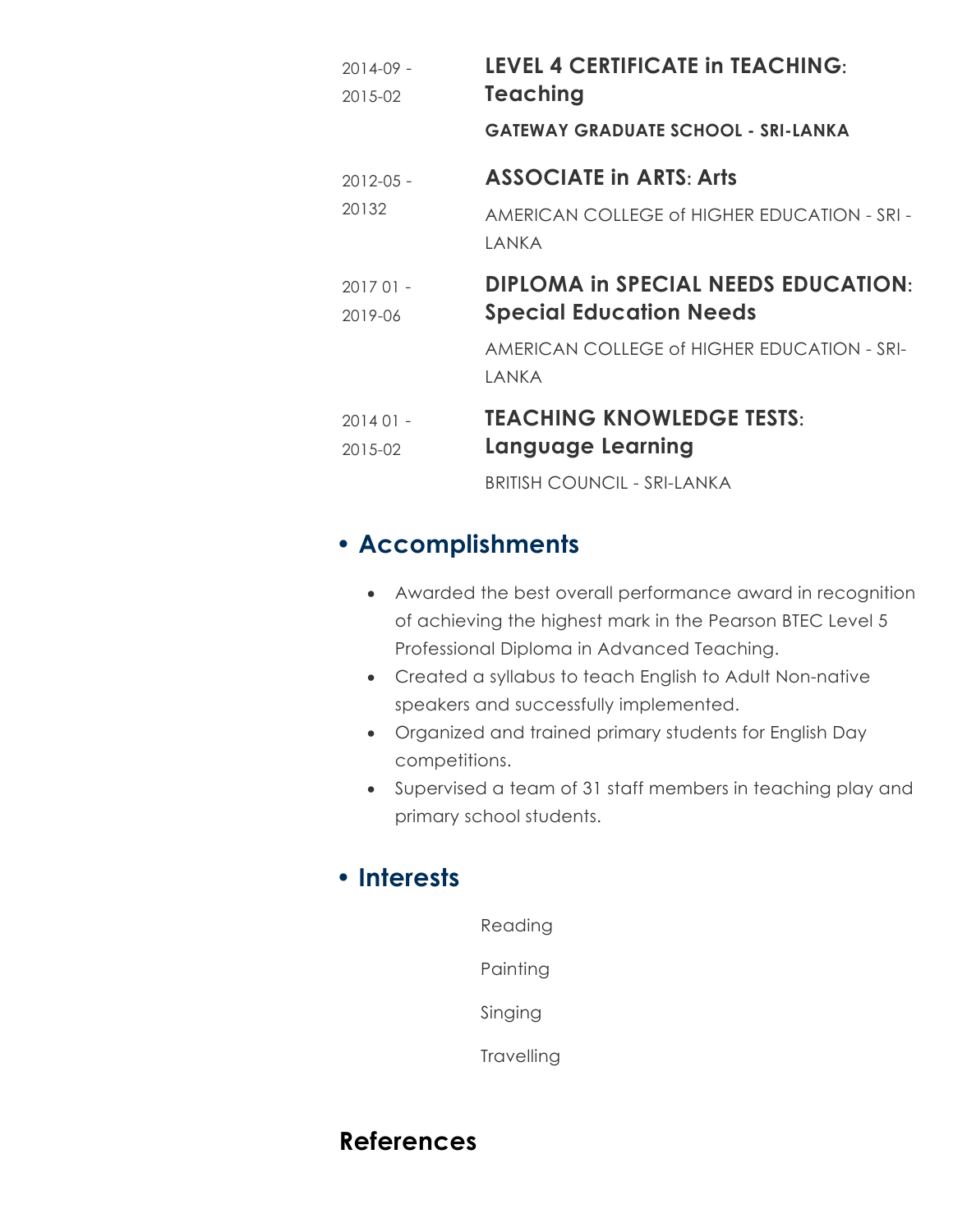2014-09 - 2015-02
**LEVEL 4 CERTIFICATE in TEACHING: Teaching**
**GATEWAY GRADUATE SCHOOL - SRI-LANKA**

2012-05 - 20132
**ASSOCIATE in ARTS: Arts**
AMERICAN COLLEGE of HIGHER EDUCATION - SRI - LANKA

2017 01 - 2019-06
**DIPLOMA in SPECIAL NEEDS EDUCATION: Special Education Needs**
AMERICAN COLLEGE of HIGHER EDUCATION - SRI-LANKA

2014 01 - 2015-02
**TEACHING KNOWLEDGE TESTS: Language Learning**
BRITISH COUNCIL - SRI-LANKA

## • Accomplishments

- Awarded the best overall performance award in recognition of achieving the highest mark in the Pearson BTEC Level 5 Professional Diploma in Advanced Teaching.
- Created a syllabus to teach English to Adult Non-native speakers and successfully implemented.
- Organized and trained primary students for English Day competitions.
- Supervised a team of 31 staff members in teaching play and primary school students.

## • Interests

Reading

Painting

Singing

Travelling

## References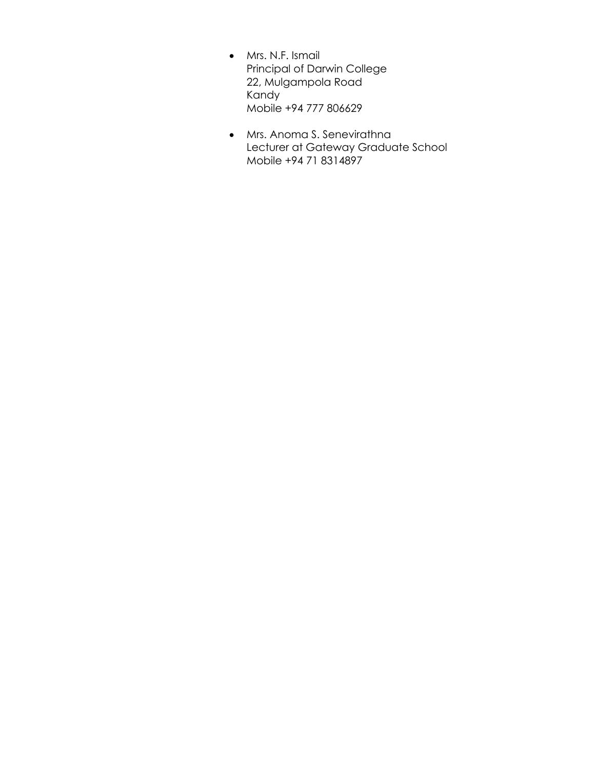- Mrs. N.F. Ismail
  Principal of Darwin College
  22, Mulgampola Road
  Kandy
  Mobile +94 777 806629

- Mrs. Anoma S. Senevirathna
  Lecturer at Gateway Graduate School
  Mobile +94 71 8314897